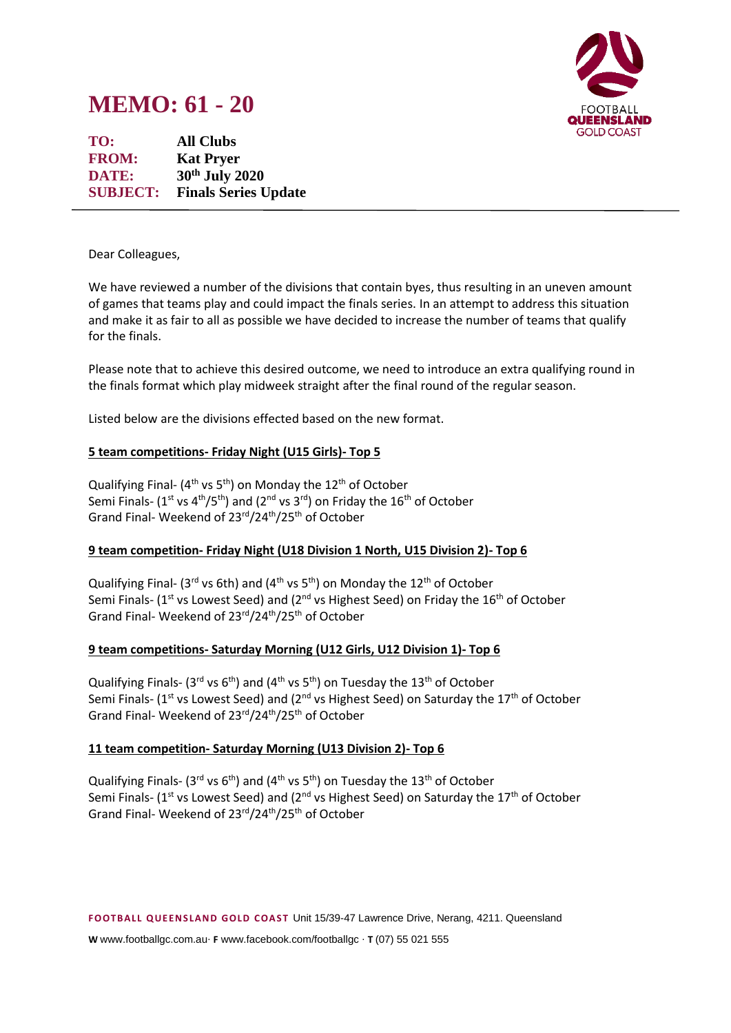# MEMO: 61 - 20

**TO:** All Clubs
**FROM:** Kat Pryer
**DATE:** 30th July 2020
**SUBJECT:** Finals Series Update

---

Dear Colleagues,

We have reviewed a number of the divisions that contain byes, thus resulting in an uneven amount of games that teams play and could impact the finals series. In an attempt to address this situation and make it as fair to all as possible we have decided to increase the number of teams that qualify for the finals.

Please note that to achieve this desired outcome, we need to introduce an extra qualifying round in the finals format which play midweek straight after the final round of the regular season.

Listed below are the divisions effected based on the new format.

**5 team competitions- Friday Night (U15 Girls)- Top 5**

Qualifying Final- (4th vs 5th) on Monday the 12th of October
Semi Finals- (1st vs 4th/5th) and (2nd vs 3rd) on Friday the 16th of October
Grand Final- Weekend of 23rd/24th/25th of October

**9 team competition- Friday Night (U18 Division 1 North, U15 Division 2)- Top 6**

Qualifying Final- (3rd vs 6th) and (4th vs 5th) on Monday the 12th of October
Semi Finals- (1st vs Lowest Seed) and (2nd vs Highest Seed) on Friday the 16th of October
Grand Final- Weekend of 23rd/24th/25th of October

**9 team competitions- Saturday Morning (U12 Girls, U12 Division 1)- Top 6**

Qualifying Finals- (3rd vs 6th) and (4th vs 5th) on Tuesday the 13th of October
Semi Finals- (1st vs Lowest Seed) and (2nd vs Highest Seed) on Saturday the 17th of October
Grand Final- Weekend of 23rd/24th/25th of October

**11 team competition- Saturday Morning (U13 Division 2)- Top 6**

Qualifying Finals- (3rd vs 6th) and (4th vs 5th) on Tuesday the 13th of October
Semi Finals- (1st vs Lowest Seed) and (2nd vs Highest Seed) on Saturday the 17th of October
Grand Final- Weekend of 23rd/24th/25th of October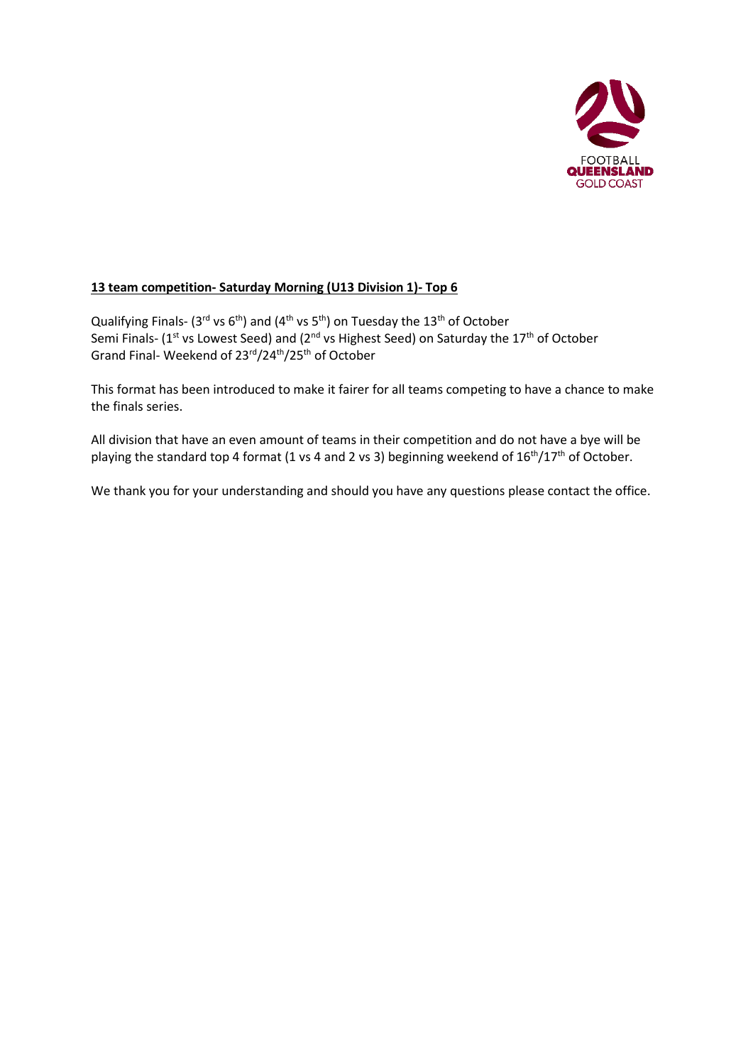**13 team competition- Saturday Morning (U13 Division 1)- Top 6**

Qualifying Finals- (3rd vs 6th) and (4th vs 5th) on Tuesday the 13th of October
Semi Finals- (1st vs Lowest Seed) and (2nd vs Highest Seed) on Saturday the 17th of October
Grand Final- Weekend of 23rd/24th/25th of October

This format has been introduced to make it fairer for all teams competing to have a chance to make the finals series.

All division that have an even amount of teams in their competition and do not have a bye will be playing the standard top 4 format (1 vs 4 and 2 vs 3) beginning weekend of 16th/17th of October.

We thank you for your understanding and should you have any questions please contact the office.